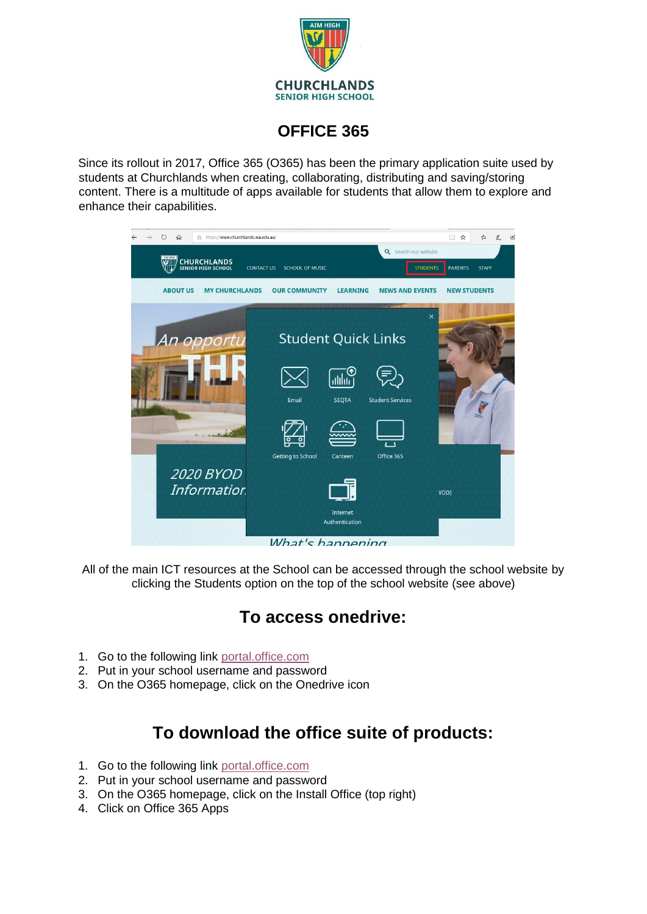# OFFICE 365

Since its rollout in 2017, Office 365 (O365) has been the primary application suite used by students at Churchlands when creating, collaborating, distributing and saving/storing content. There is a multitude of apps available for students that allow them to explore and enhance their capabilities.

All of the main ICT resources at the School can be accessed through the school website by clicking the Students option on the top of the school website (see above)

## To access onedrive:

1. Go to the following link portal.office.com
2. Put in your school username and password
3. On the O365 homepage, click on the Onedrive icon

## To download the office suite of products:

1. Go to the following link portal.office.com
2. Put in your school username and password
3. On the O365 homepage, click on the Install Office (top right)
4. Click on Office 365 Apps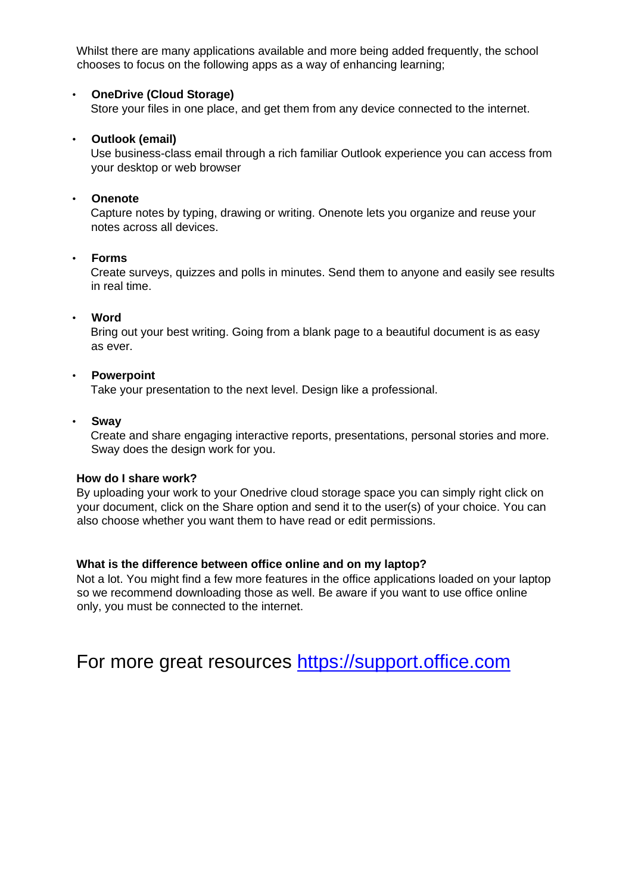Whilst there are many applications available and more being added frequently, the school chooses to focus on the following apps as a way of enhancing learning;

- **OneDrive (Cloud Storage)**
  Store your files in one place, and get them from any device connected to the internet.

- **Outlook (email)**
  Use business-class email through a rich familiar Outlook experience you can access from your desktop or web browser

- **Onenote**
  Capture notes by typing, drawing or writing. Onenote lets you organize and reuse your notes across all devices.

- **Forms**
  Create surveys, quizzes and polls in minutes. Send them to anyone and easily see results in real time.

- **Word**
  Bring out your best writing. Going from a blank page to a beautiful document is as easy as ever.

- **Powerpoint**
  Take your presentation to the next level. Design like a professional.

- **Sway**
  Create and share engaging interactive reports, presentations, personal stories and more. Sway does the design work for you.

**How do I share work?**

By uploading your work to your Onedrive cloud storage space you can simply right click on your document, click on the Share option and send it to the user(s) of your choice. You can also choose whether you want them to have read or edit permissions.

**What is the difference between office online and on my laptop?**

Not a lot. You might find a few more features in the office applications loaded on your laptop so we recommend downloading those as well. Be aware if you want to use office online only, you must be connected to the internet.

## For more great resources [https://support.office.com](https://support.office.com)